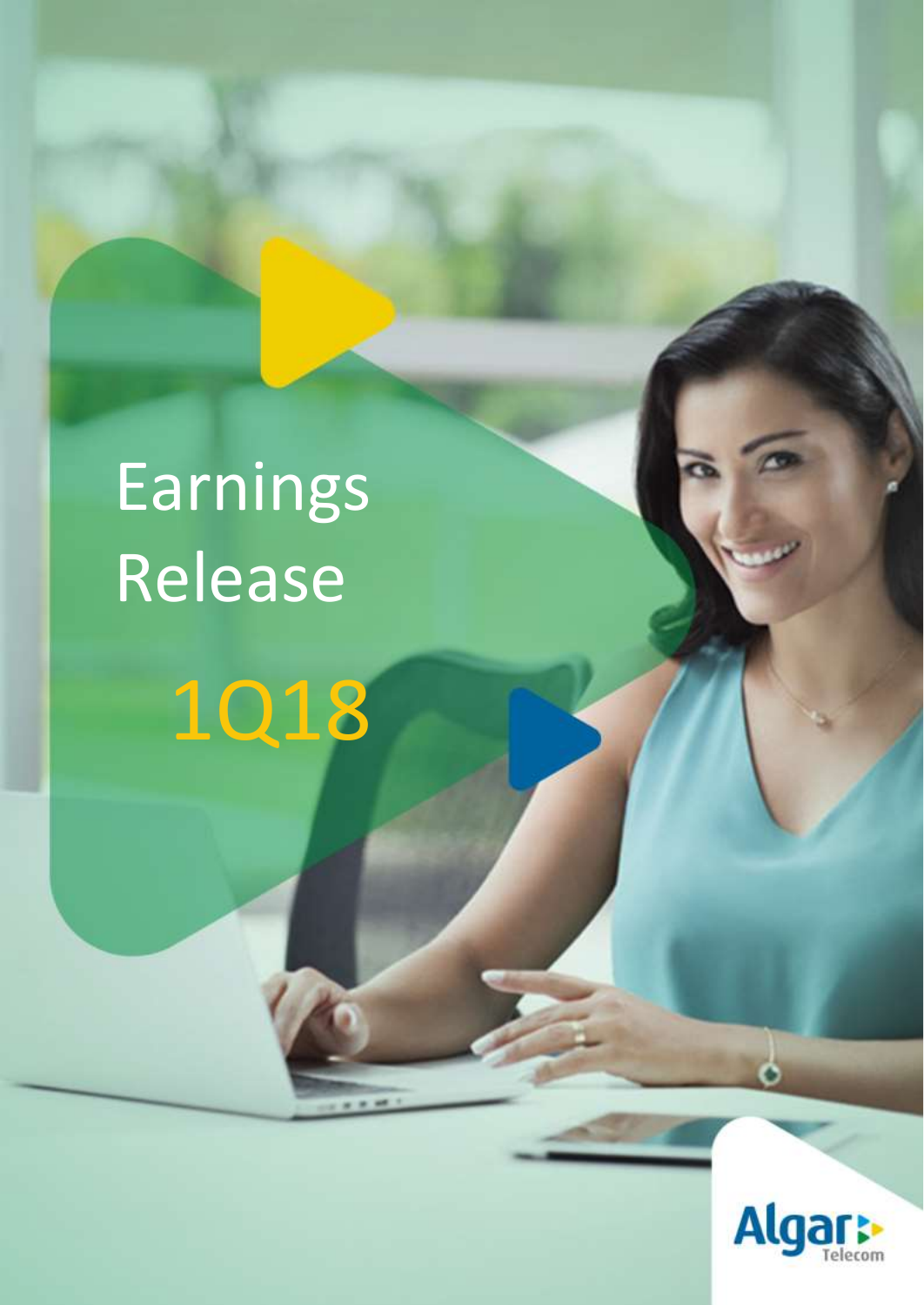# Earnings Release

## 1Q18

Algar Telecom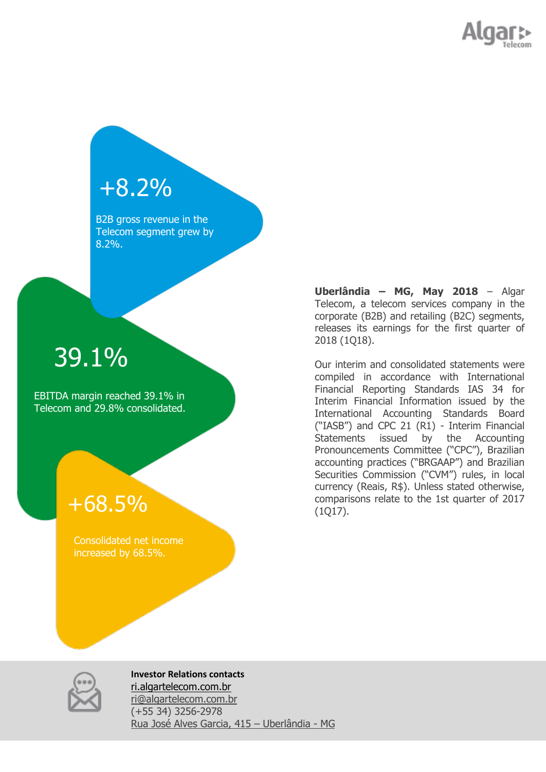**+8.2%**

B2B gross revenue in the Telecom segment grew by 8.2%.

**39.1%**

EBITDA margin reached 39.1% in Telecom and 29.8% consolidated.

**+68.5%**

Consolidated net income increased by 68.5%.

**Uberlândia – MG, May 2018** – Algar Telecom, a telecom services company in the corporate (B2B) and retailing (B2C) segments, releases its earnings for the first quarter of 2018 (1Q18).

Our interim and consolidated statements were compiled in accordance with International Financial Reporting Standards IAS 34 for Interim Financial Information issued by the International Accounting Standards Board ("IASB") and CPC 21 (R1) - Interim Financial Statements issued by the Accounting Pronouncements Committee ("CPC"), Brazilian accounting practices ("BRGAAP") and Brazilian Securities Commission ("CVM") rules, in local currency (Reais, R$). Unless stated otherwise, comparisons relate to the 1st quarter of 2017 (1Q17).

**Investor Relations contacts**
ri.algartelecom.com.br
ri@algartelecom.com.br
(+55 34) 3256-2978
Rua José Alves Garcia, 415 – Uberlândia - MG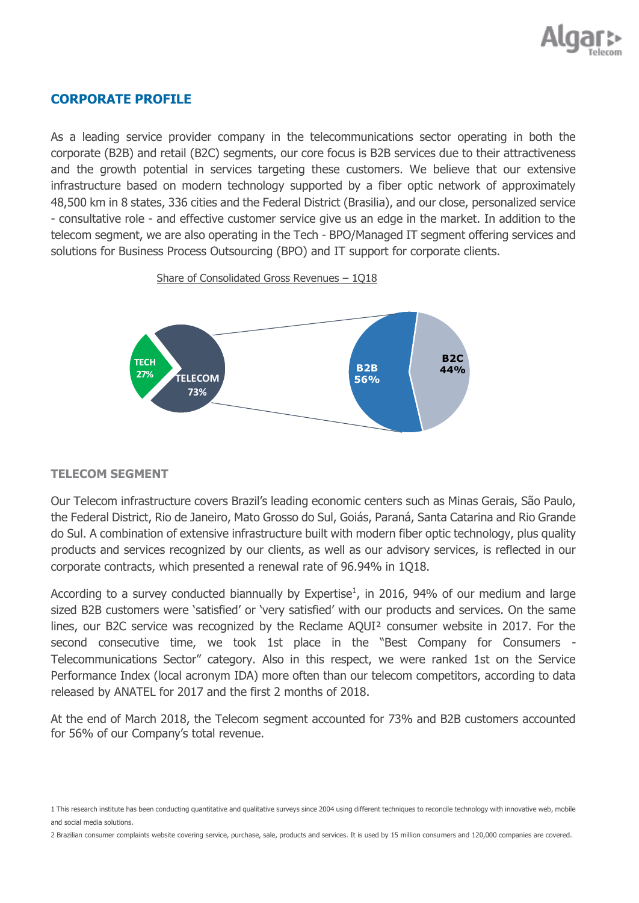## CORPORATE PROFILE

As a leading service provider company in the telecommunications sector operating in both the corporate (B2B) and retail (B2C) segments, our core focus is B2B services due to their attractiveness and the growth potential in services targeting these customers. We believe that our extensive infrastructure based on modern technology supported by a fiber optic network of approximately 48,500 km in 8 states, 336 cities and the Federal District (Brasilia), and our close, personalized service - consultative role - and effective customer service give us an edge in the market. In addition to the telecom segment, we are also operating in the Tech - BPO/Managed IT segment offering services and solutions for Business Process Outsourcing (BPO) and IT support for corporate clients.

Share of Consolidated Gross Revenues – 1Q18

TECH 27%
TELECOM 73%
B2B 56%
B2C 44%

### TELECOM SEGMENT

Our Telecom infrastructure covers Brazil's leading economic centers such as Minas Gerais, São Paulo, the Federal District, Rio de Janeiro, Mato Grosso do Sul, Goiás, Paraná, Santa Catarina and Rio Grande do Sul. A combination of extensive infrastructure built with modern fiber optic technology, plus quality products and services recognized by our clients, as well as our advisory services, is reflected in our corporate contracts, which presented a renewal rate of 96.94% in 1Q18.

According to a survey conducted biannually by Expertise[1], in 2016, 94% of our medium and large sized B2B customers were 'satisfied' or 'very satisfied' with our products and services. On the same lines, our B2C service was recognized by the Reclame AQUI[2] consumer website in 2017. For the second consecutive time, we took 1st place in the "Best Company for Consumers - Telecommunications Sector" category. Also in this respect, we were ranked 1st on the Service Performance Index (local acronym IDA) more often than our telecom competitors, according to data released by ANATEL for 2017 and the first 2 months of 2018.

At the end of March 2018, the Telecom segment accounted for 73% and B2B customers accounted for 56% of our Company's total revenue.

1 This research institute has been conducting quantitative and qualitative surveys since 2004 using different techniques to reconcile technology with innovative web, mobile and social media solutions.

2 Brazilian consumer complaints website covering service, purchase, sale, products and services. It is used by 15 million consumers and 120,000 companies are covered.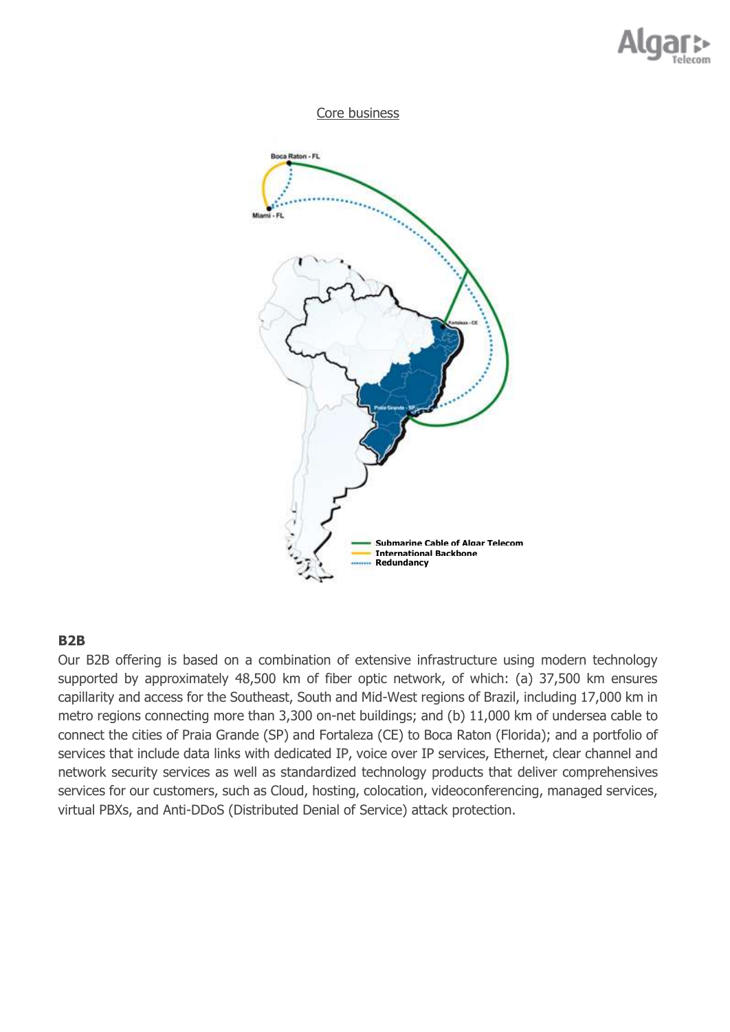Core business

**B2B**

Our B2B offering is based on a combination of extensive infrastructure using modern technology supported by approximately 48,500 km of fiber optic network, of which: (a) 37,500 km ensures capillarity and access for the Southeast, South and Mid-West regions of Brazil, including 17,000 km in metro regions connecting more than 3,300 on-net buildings; and (b) 11,000 km of undersea cable to connect the cities of Praia Grande (SP) and Fortaleza (CE) to Boca Raton (Florida); and a portfolio of services that include data links with dedicated IP, voice over IP services, Ethernet, clear channel and network security services as well as standardized technology products that deliver comprehensives services for our customers, such as Cloud, hosting, colocation, videoconferencing, managed services, virtual PBXs, and Anti-DDoS (Distributed Denial of Service) attack protection.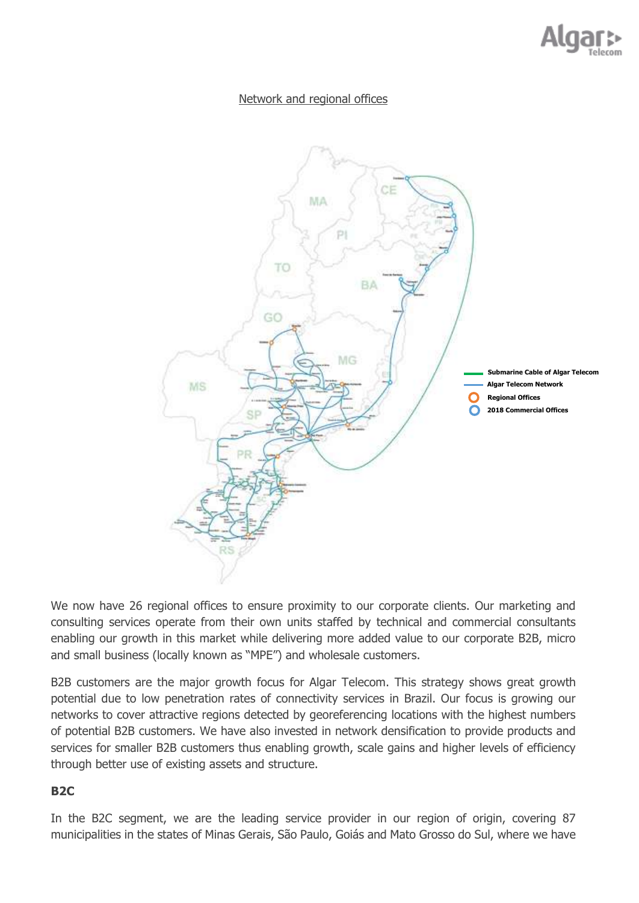Network and regional offices

Submarine Cable of Algar Telecom

Algar Telecom Network

Regional Offices

2018 Commercial Offices

We now have 26 regional offices to ensure proximity to our corporate clients. Our marketing and consulting services operate from their own units staffed by technical and commercial consultants enabling our growth in this market while delivering more added value to our corporate B2B, micro and small business (locally known as "MPE") and wholesale customers.

B2B customers are the major growth focus for Algar Telecom. This strategy shows great growth potential due to low penetration rates of connectivity services in Brazil. Our focus is growing our networks to cover attractive regions detected by georeferencing locations with the highest numbers of potential B2B customers. We have also invested in network densification to provide products and services for smaller B2B customers thus enabling growth, scale gains and higher levels of efficiency through better use of existing assets and structure.

**B2C**

In the B2C segment, we are the leading service provider in our region of origin, covering 87 municipalities in the states of Minas Gerais, São Paulo, Goiás and Mato Grosso do Sul, where we have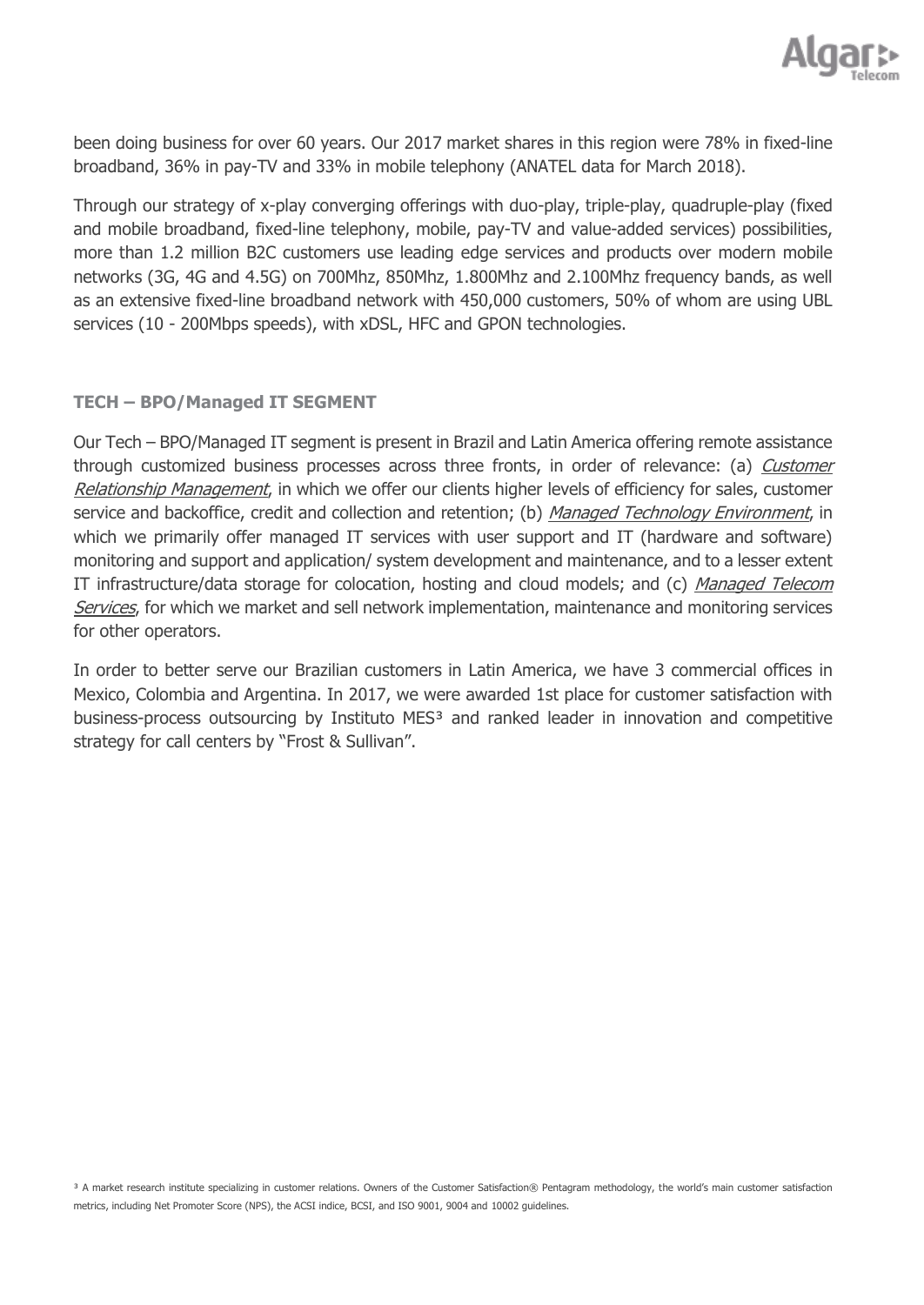been doing business for over 60 years. Our 2017 market shares in this region were 78% in fixed-line broadband, 36% in pay-TV and 33% in mobile telephony (ANATEL data for March 2018).

Through our strategy of x-play converging offerings with duo-play, triple-play, quadruple-play (fixed and mobile broadband, fixed-line telephony, mobile, pay-TV and value-added services) possibilities, more than 1.2 million B2C customers use leading edge services and products over modern mobile networks (3G, 4G and 4.5G) on 700Mhz, 850Mhz, 1.800Mhz and 2.100Mhz frequency bands, as well as an extensive fixed-line broadband network with 450,000 customers, 50% of whom are using UBL services (10 - 200Mbps speeds), with xDSL, HFC and GPON technologies.

### TECH – BPO/Managed IT SEGMENT

Our Tech – BPO/Managed IT segment is present in Brazil and Latin America offering remote assistance through customized business processes across three fronts, in order of relevance: (a) *Customer Relationship Management*, in which we offer our clients higher levels of efficiency for sales, customer service and backoffice, credit and collection and retention; (b) *Managed Technology Environment*, in which we primarily offer managed IT services with user support and IT (hardware and software) monitoring and support and application/ system development and maintenance, and to a lesser extent IT infrastructure/data storage for colocation, hosting and cloud models; and (c) *Managed Telecom Services*, for which we market and sell network implementation, maintenance and monitoring services for other operators.

In order to better serve our Brazilian customers in Latin America, we have 3 commercial offices in Mexico, Colombia and Argentina. In 2017, we were awarded 1st place for customer satisfaction with business-process outsourcing by Instituto MES[3] and ranked leader in innovation and competitive strategy for call centers by "Frost & Sullivan".

[3] A market research institute specializing in customer relations. Owners of the Customer Satisfaction® Pentagram methodology, the world's main customer satisfaction metrics, including Net Promoter Score (NPS), the ACSI indice, BCSI, and ISO 9001, 9004 and 10002 guidelines.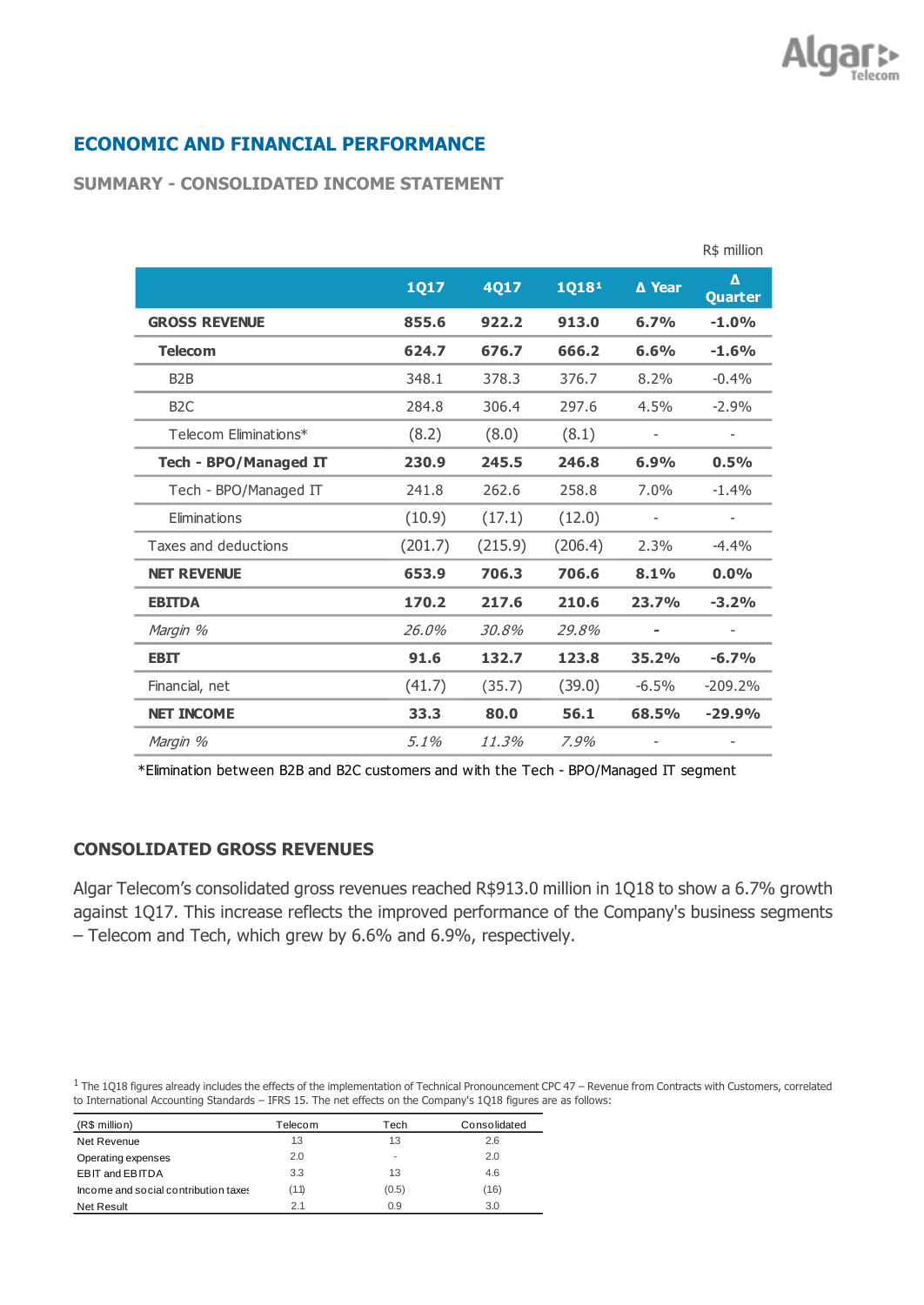## ECONOMIC AND FINANCIAL PERFORMANCE

### SUMMARY - CONSOLIDATED INCOME STATEMENT

R$ million

| | 1Q17 | 4Q17 | 1Q18[1] | Δ Year | Δ Quarter |
|---|---|---|---|---|---|
| **GROSS REVENUE** | **855.6** | **922.2** | **913.0** | **6.7%** | **-1.0%** |
| **Telecom** | **624.7** | **676.7** | **666.2** | **6.6%** | **-1.6%** |
| B2B | 348.1 | 378.3 | 376.7 | 8.2% | -0.4% |
| B2C | 284.8 | 306.4 | 297.6 | 4.5% | -2.9% |
| Telecom Eliminations* | (8.2) | (8.0) | (8.1) | - | - |
| **Tech - BPO/Managed IT** | **230.9** | **245.5** | **246.8** | **6.9%** | **0.5%** |
| Tech - BPO/Managed IT | 241.8 | 262.6 | 258.8 | 7.0% | -1.4% |
| Eliminations | (10.9) | (17.1) | (12.0) | - | - |
| Taxes and deductions | (201.7) | (215.9) | (206.4) | 2.3% | -4.4% |
| **NET REVENUE** | **653.9** | **706.3** | **706.6** | **8.1%** | **0.0%** |
| **EBITDA** | **170.2** | **217.6** | **210.6** | **23.7%** | **-3.2%** |
| *Margin %* | *26.0%* | *30.8%* | *29.8%* | - | - |
| **EBIT** | **91.6** | **132.7** | **123.8** | **35.2%** | **-6.7%** |
| Financial, net | (41.7) | (35.7) | (39.0) | -6.5% | -209.2% |
| **NET INCOME** | **33.3** | **80.0** | **56.1** | **68.5%** | **-29.9%** |
| *Margin %* | *5.1%* | *11.3%* | *7.9%* | - | - |

*Elimination between B2B and B2C customers and with the Tech - BPO/Managed IT segment

### CONSOLIDATED GROSS REVENUES

Algar Telecom's consolidated gross revenues reached R$913.0 million in 1Q18 to show a 6.7% growth against 1Q17. This increase reflects the improved performance of the Company's business segments – Telecom and Tech, which grew by 6.6% and 6.9%, respectively.

[1] The 1Q18 figures already includes the effects of the implementation of Technical Pronouncement CPC 47 – Revenue from Contracts with Customers, correlated to International Accounting Standards – IFRS 15. The net effects on the Company's 1Q18 figures are as follows:

| (R$ million) | Telecom | Tech | Consolidated |
|---|---|---|---|
| Net Revenue | 1.3 | 1.3 | 2.6 |
| Operating expenses | 2.0 | - | 2.0 |
| EBIT and EBITDA | 3.3 | 1.3 | 4.6 |
| Income and social contribution taxes | (1.1) | (0.5) | (1.6) |
| Net Result | 2.1 | 0.9 | 3.0 |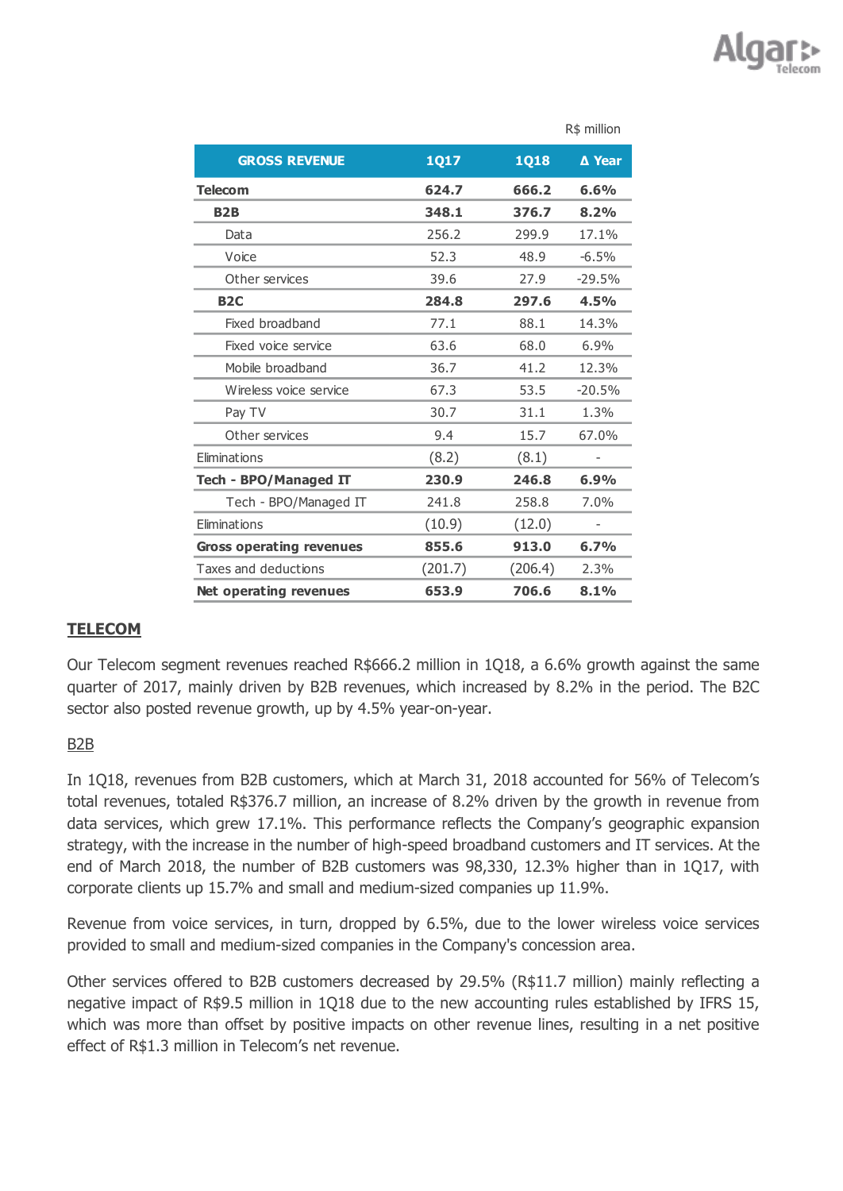R$ million

| GROSS REVENUE | 1Q17 | 1Q18 | Δ Year |
|---|---|---|---|
| **Telecom** | **624.7** | **666.2** | **6.6%** |
| **B2B** | **348.1** | **376.7** | **8.2%** |
| Data | 256.2 | 299.9 | 17.1% |
| Voice | 52.3 | 48.9 | -6.5% |
| Other services | 39.6 | 27.9 | -29.5% |
| **B2C** | **284.8** | **297.6** | **4.5%** |
| Fixed broadband | 77.1 | 88.1 | 14.3% |
| Fixed voice service | 63.6 | 68.0 | 6.9% |
| Mobile broadband | 36.7 | 41.2 | 12.3% |
| Wireless voice service | 67.3 | 53.5 | -20.5% |
| Pay TV | 30.7 | 31.1 | 1.3% |
| Other services | 9.4 | 15.7 | 67.0% |
| Eliminations | (8.2) | (8.1) | - |
| **Tech - BPO/Managed IT** | **230.9** | **246.8** | **6.9%** |
| Tech - BPO/Managed IT | 241.8 | 258.8 | 7.0% |
| Eliminations | (10.9) | (12.0) | - |
| **Gross operating revenues** | **855.6** | **913.0** | **6.7%** |
| Taxes and deductions | (201.7) | (206.4) | 2.3% |
| **Net operating revenues** | **653.9** | **706.6** | **8.1%** |

## TELECOM

Our Telecom segment revenues reached R$666.2 million in 1Q18, a 6.6% growth against the same quarter of 2017, mainly driven by B2B revenues, which increased by 8.2% in the period. The B2C sector also posted revenue growth, up by 4.5% year-on-year.

### B2B

In 1Q18, revenues from B2B customers, which at March 31, 2018 accounted for 56% of Telecom's total revenues, totaled R$376.7 million, an increase of 8.2% driven by the growth in revenue from data services, which grew 17.1%. This performance reflects the Company's geographic expansion strategy, with the increase in the number of high-speed broadband customers and IT services. At the end of March 2018, the number of B2B customers was 98,330, 12.3% higher than in 1Q17, with corporate clients up 15.7% and small and medium-sized companies up 11.9%.

Revenue from voice services, in turn, dropped by 6.5%, due to the lower wireless voice services provided to small and medium-sized companies in the Company's concession area.

Other services offered to B2B customers decreased by 29.5% (R$11.7 million) mainly reflecting a negative impact of R$9.5 million in 1Q18 due to the new accounting rules established by IFRS 15, which was more than offset by positive impacts on other revenue lines, resulting in a net positive effect of R$1.3 million in Telecom's net revenue.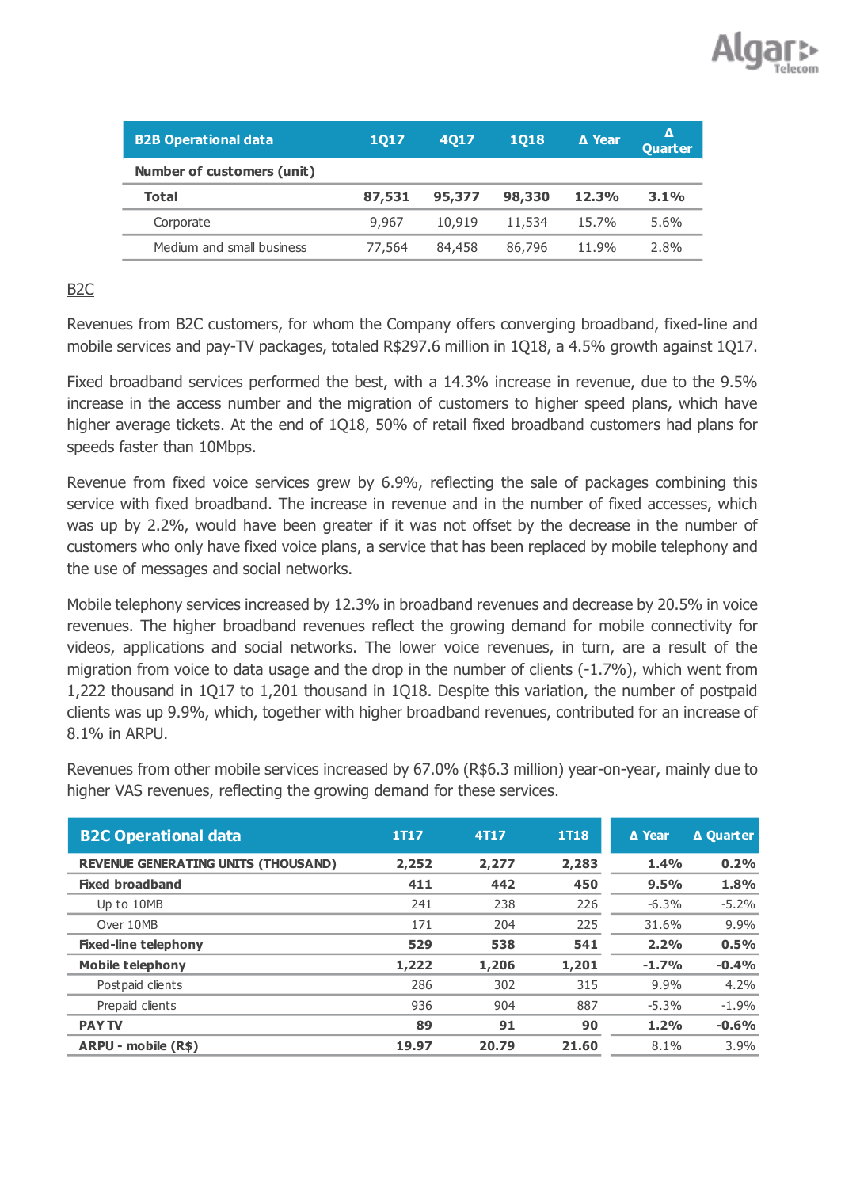| B2B Operational data | 1Q17 | 4Q17 | 1Q18 | Δ Year | Δ Quarter |
|---|---|---|---|---|---|
| **Number of customers (unit)** | | | | | |
| **Total** | **87,531** | **95,377** | **98,330** | **12.3%** | **3.1%** |
| Corporate | 9,967 | 10,919 | 11,534 | 15.7% | 5.6% |
| Medium and small business | 77,564 | 84,458 | 86,796 | 11.9% | 2.8% |

B2C

Revenues from B2C customers, for whom the Company offers converging broadband, fixed-line and mobile services and pay-TV packages, totaled R$297.6 million in 1Q18, a 4.5% growth against 1Q17.

Fixed broadband services performed the best, with a 14.3% increase in revenue, due to the 9.5% increase in the access number and the migration of customers to higher speed plans, which have higher average tickets. At the end of 1Q18, 50% of retail fixed broadband customers had plans for speeds faster than 10Mbps.

Revenue from fixed voice services grew by 6.9%, reflecting the sale of packages combining this service with fixed broadband. The increase in revenue and in the number of fixed accesses, which was up by 2.2%, would have been greater if it was not offset by the decrease in the number of customers who only have fixed voice plans, a service that has been replaced by mobile telephony and the use of messages and social networks.

Mobile telephony services increased by 12.3% in broadband revenues and decrease by 20.5% in voice revenues. The higher broadband revenues reflect the growing demand for mobile connectivity for videos, applications and social networks. The lower voice revenues, in turn, are a result of the migration from voice to data usage and the drop in the number of clients (-1.7%), which went from 1,222 thousand in 1Q17 to 1,201 thousand in 1Q18. Despite this variation, the number of postpaid clients was up 9.9%, which, together with higher broadband revenues, contributed for an increase of 8.1% in ARPU.

Revenues from other mobile services increased by 67.0% (R$6.3 million) year-on-year, mainly due to higher VAS revenues, reflecting the growing demand for these services.

| B2C Operational data | 1T17 | 4T17 | 1T18 | Δ Year | Δ Quarter |
|---|---|---|---|---|---|
| **REVENUE GENERATING UNITS (THOUSAND)** | **2,252** | **2,277** | **2,283** | **1.4%** | **0.2%** |
| **Fixed broadband** | **411** | **442** | **450** | **9.5%** | **1.8%** |
| Up to 10MB | 241 | 238 | 226 | -6.3% | -5.2% |
| Over 10MB | 171 | 204 | 225 | 31.6% | 9.9% |
| **Fixed-line telephony** | **529** | **538** | **541** | **2.2%** | **0.5%** |
| **Mobile telephony** | **1,222** | **1,206** | **1,201** | **-1.7%** | **-0.4%** |
| Postpaid clients | 286 | 302 | 315 | 9.9% | 4.2% |
| Prepaid clients | 936 | 904 | 887 | -5.3% | -1.9% |
| **PAY TV** | **89** | **91** | **90** | **1.2%** | **-0.6%** |
| **ARPU - mobile (R$)** | **19.97** | **20.79** | **21.60** | 8.1% | 3.9% |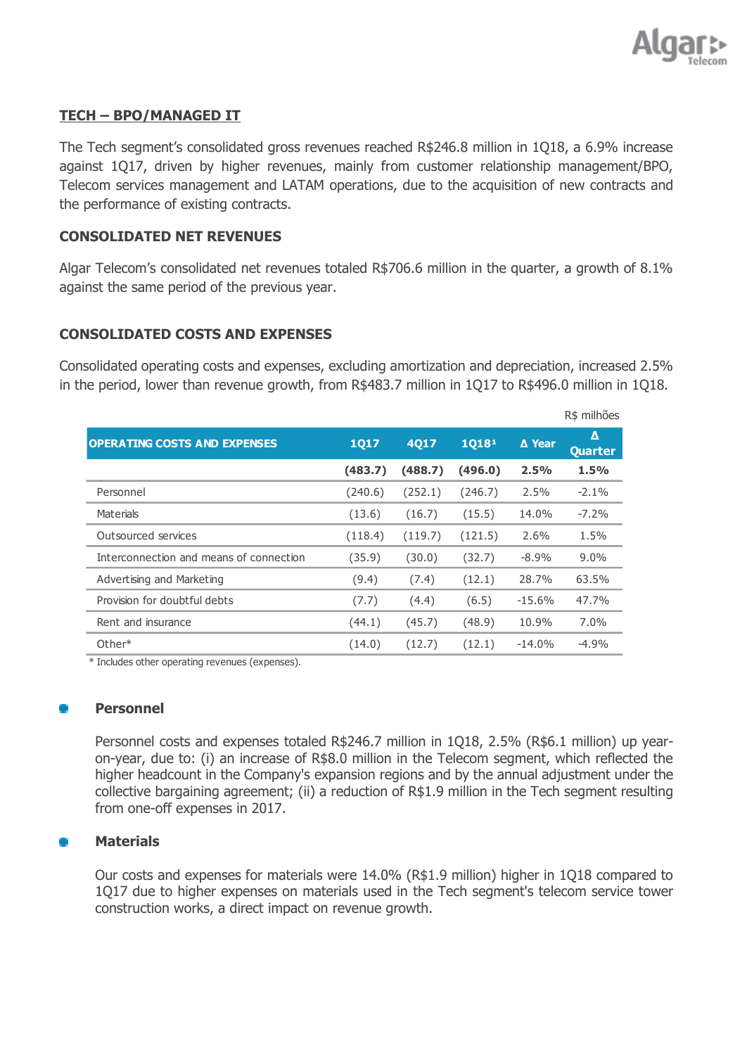## TECH – BPO/MANAGED IT

The Tech segment's consolidated gross revenues reached R$246.8 million in 1Q18, a 6.9% increase against 1Q17, driven by higher revenues, mainly from customer relationship management/BPO, Telecom services management and LATAM operations, due to the acquisition of new contracts and the performance of existing contracts.

## CONSOLIDATED NET REVENUES

Algar Telecom's consolidated net revenues totaled R$706.6 million in the quarter, a growth of 8.1% against the same period of the previous year.

## CONSOLIDATED COSTS AND EXPENSES

Consolidated operating costs and expenses, excluding amortization and depreciation, increased 2.5% in the period, lower than revenue growth, from R$483.7 million in 1Q17 to R$496.0 million in 1Q18.

R$ milhões

| OPERATING COSTS AND EXPENSES | 1Q17 | 4Q17 | 1Q18[1] | Δ Year | Δ Quarter |
|---|---|---|---|---|---|
| | **(483.7)** | **(488.7)** | **(496.0)** | **2.5%** | **1.5%** |
| Personnel | (240.6) | (252.1) | (246.7) | 2.5% | -2.1% |
| Materials | (13.6) | (16.7) | (15.5) | 14.0% | -7.2% |
| Outsourced services | (118.4) | (119.7) | (121.5) | 2.6% | 1.5% |
| Interconnection and means of connection | (35.9) | (30.0) | (32.7) | -8.9% | 9.0% |
| Advertising and Marketing | (9.4) | (7.4) | (12.1) | 28.7% | 63.5% |
| Provision for doubtful debts | (7.7) | (4.4) | (6.5) | -15.6% | 47.7% |
| Rent and insurance | (44.1) | (45.7) | (48.9) | 10.9% | 7.0% |
| Other* | (14.0) | (12.7) | (12.1) | -14.0% | -4.9% |

\* Includes other operating revenues (expenses).

- **Personnel**

  Personnel costs and expenses totaled R$246.7 million in 1Q18, 2.5% (R$6.1 million) up year-on-year, due to: (i) an increase of R$8.0 million in the Telecom segment, which reflected the higher headcount in the Company's expansion regions and by the annual adjustment under the collective bargaining agreement; (ii) a reduction of R$1.9 million in the Tech segment resulting from one-off expenses in 2017.

- **Materials**

  Our costs and expenses for materials were 14.0% (R$1.9 million) higher in 1Q18 compared to 1Q17 due to higher expenses on materials used in the Tech segment's telecom service tower construction works, a direct impact on revenue growth.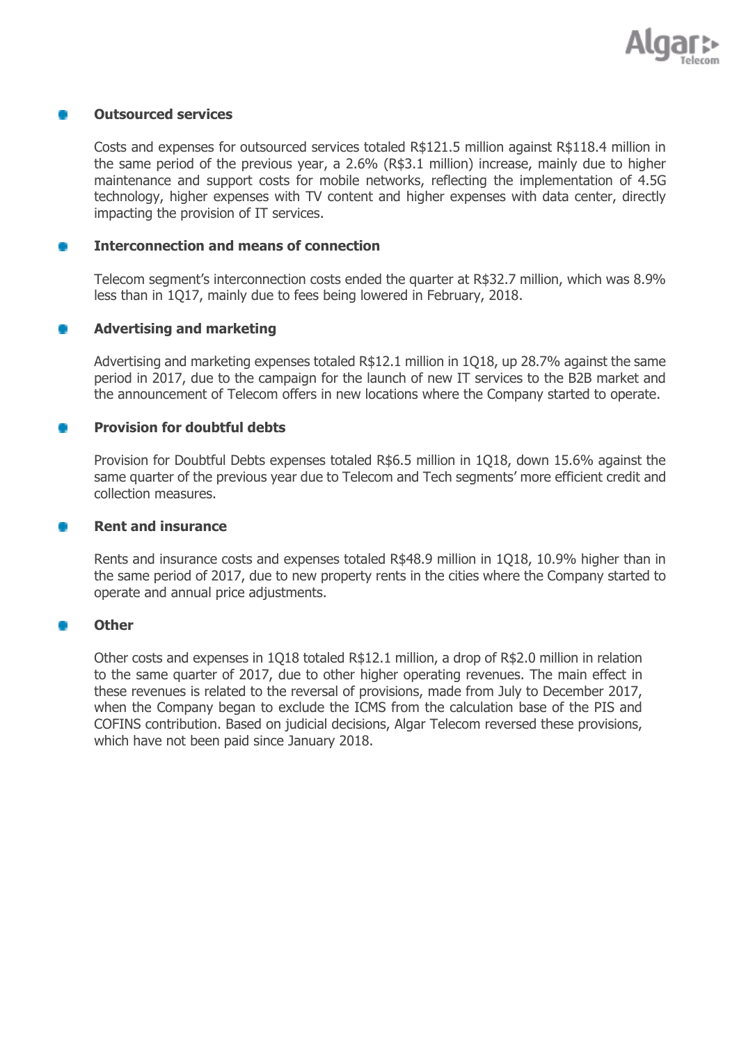- **Outsourced services**

  Costs and expenses for outsourced services totaled R$121.5 million against R$118.4 million in the same period of the previous year, a 2.6% (R$3.1 million) increase, mainly due to higher maintenance and support costs for mobile networks, reflecting the implementation of 4.5G technology, higher expenses with TV content and higher expenses with data center, directly impacting the provision of IT services.

- **Interconnection and means of connection**

  Telecom segment's interconnection costs ended the quarter at R$32.7 million, which was 8.9% less than in 1Q17, mainly due to fees being lowered in February, 2018.

- **Advertising and marketing**

  Advertising and marketing expenses totaled R$12.1 million in 1Q18, up 28.7% against the same period in 2017, due to the campaign for the launch of new IT services to the B2B market and the announcement of Telecom offers in new locations where the Company started to operate.

- **Provision for doubtful debts**

  Provision for Doubtful Debts expenses totaled R$6.5 million in 1Q18, down 15.6% against the same quarter of the previous year due to Telecom and Tech segments' more efficient credit and collection measures.

- **Rent and insurance**

  Rents and insurance costs and expenses totaled R$48.9 million in 1Q18, 10.9% higher than in the same period of 2017, due to new property rents in the cities where the Company started to operate and annual price adjustments.

- **Other**

  Other costs and expenses in 1Q18 totaled R$12.1 million, a drop of R$2.0 million in relation to the same quarter of 2017, due to other higher operating revenues. The main effect in these revenues is related to the reversal of provisions, made from July to December 2017, when the Company began to exclude the ICMS from the calculation base of the PIS and COFINS contribution. Based on judicial decisions, Algar Telecom reversed these provisions, which have not been paid since January 2018.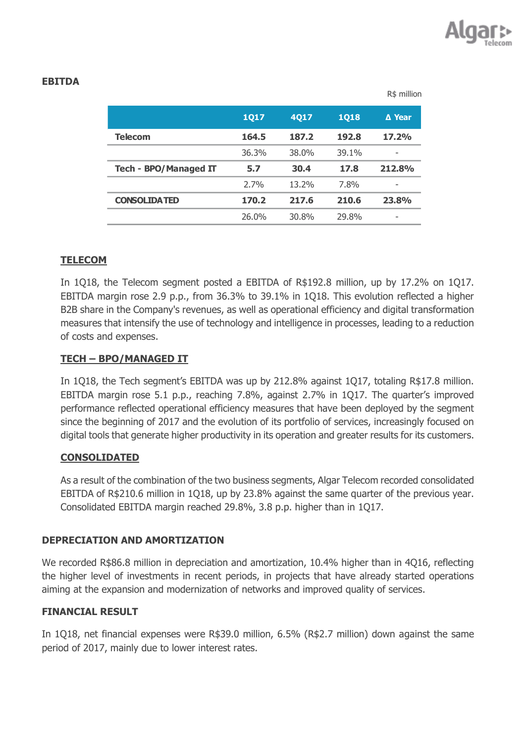## EBITDA

R$ million

| | 1Q17 | 4Q17 | 1Q18 | Δ Year |
|---|---|---|---|---|
| **Telecom** | **164.5** | **187.2** | **192.8** | **17.2%** |
| | 36.3% | 38.0% | 39.1% | - |
| **Tech - BPO/Managed IT** | **5.7** | **30.4** | **17.8** | **212.8%** |
| | 2.7% | 13.2% | 7.8% | - |
| **CONSOLIDATED** | **170.2** | **217.6** | **210.6** | **23.8%** |
| | 26.0% | 30.8% | 29.8% | - |

### TELECOM

In 1Q18, the Telecom segment posted a EBITDA of R$192.8 million, up by 17.2% on 1Q17. EBITDA margin rose 2.9 p.p., from 36.3% to 39.1% in 1Q18. This evolution reflected a higher B2B share in the Company's revenues, as well as operational efficiency and digital transformation measures that intensify the use of technology and intelligence in processes, leading to a reduction of costs and expenses.

### TECH – BPO/MANAGED IT

In 1Q18, the Tech segment's EBITDA was up by 212.8% against 1Q17, totaling R$17.8 million. EBITDA margin rose 5.1 p.p., reaching 7.8%, against 2.7% in 1Q17. The quarter's improved performance reflected operational efficiency measures that have been deployed by the segment since the beginning of 2017 and the evolution of its portfolio of services, increasingly focused on digital tools that generate higher productivity in its operation and greater results for its customers.

### CONSOLIDATED

As a result of the combination of the two business segments, Algar Telecom recorded consolidated EBITDA of R$210.6 million in 1Q18, up by 23.8% against the same quarter of the previous year. Consolidated EBITDA margin reached 29.8%, 3.8 p.p. higher than in 1Q17.

## DEPRECIATION AND AMORTIZATION

We recorded R$86.8 million in depreciation and amortization, 10.4% higher than in 4Q16, reflecting the higher level of investments in recent periods, in projects that have already started operations aiming at the expansion and modernization of networks and improved quality of services.

## FINANCIAL RESULT

In 1Q18, net financial expenses were R$39.0 million, 6.5% (R$2.7 million) down against the same period of 2017, mainly due to lower interest rates.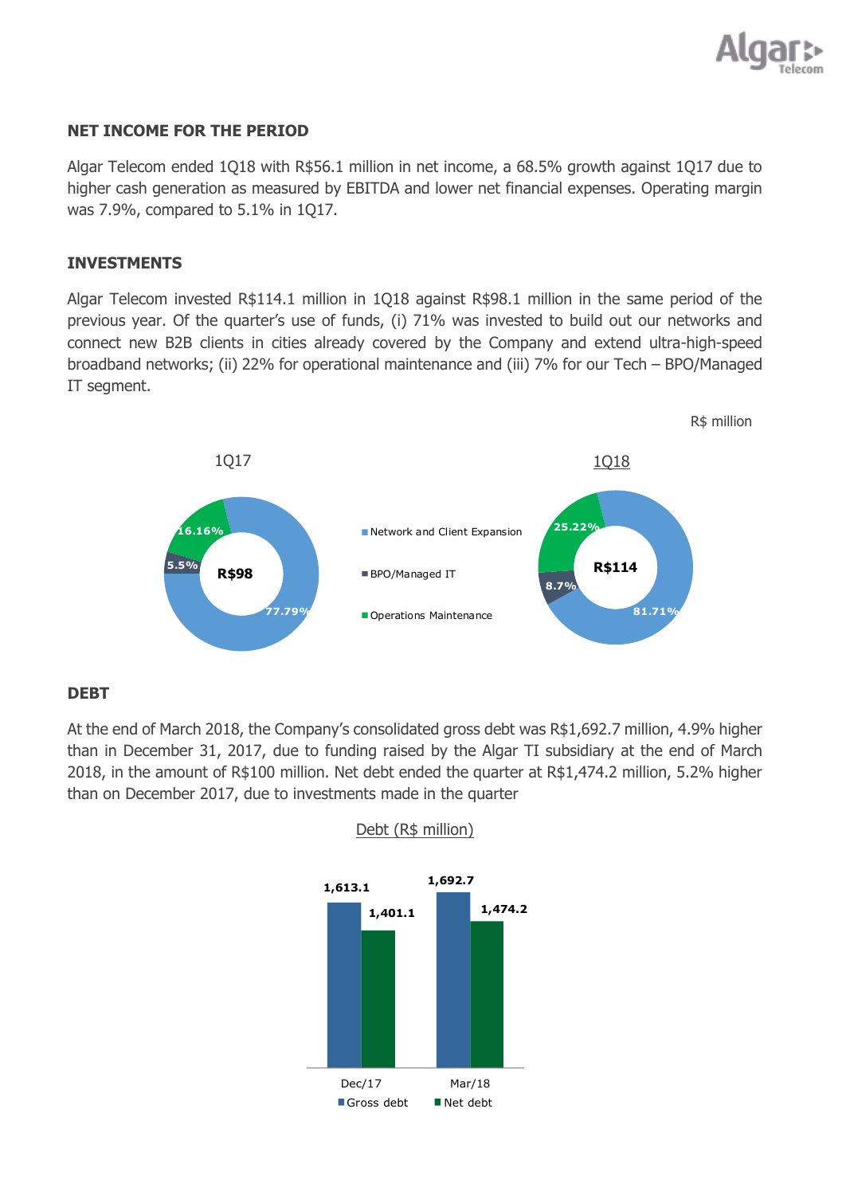## NET INCOME FOR THE PERIOD

Algar Telecom ended 1Q18 with R$56.1 million in net income, a 68.5% growth against 1Q17 due to higher cash generation as measured by EBITDA and lower net financial expenses. Operating margin was 7.9%, compared to 5.1% in 1Q17.

## INVESTMENTS

Algar Telecom invested R$114.1 million in 1Q18 against R$98.1 million in the same period of the previous year. Of the quarter's use of funds, (i) 71% was invested to build out our networks and connect new B2B clients in cities already covered by the Company and extend ultra-high-speed broadband networks; (ii) 22% for operational maintenance and (iii) 7% for our Tech – BPO/Managed IT segment.

R$ million

| | 1Q17 | 1Q18 |
|---|---|---|
| Total | R$98 | R$114 |
| Network and Client Expansion | 77.79% | 81.71% |
| BPO/Managed IT | 5.5% | 8.7% |
| Operations Maintenance | 16.16% | 25.22% |

## DEBT

At the end of March 2018, the Company's consolidated gross debt was R$1,692.7 million, 4.9% higher than in December 31, 2017, due to funding raised by the Algar TI subsidiary at the end of March 2018, in the amount of R$100 million. Net debt ended the quarter at R$1,474.2 million, 5.2% higher than on December 2017, due to investments made in the quarter

Debt (R$ million)

| | Dec/17 | Mar/18 |
|---|---|---|
| Gross debt | 1,613.1 | 1,692.7 |
| Net debt | 1,401.1 | 1,474.2 |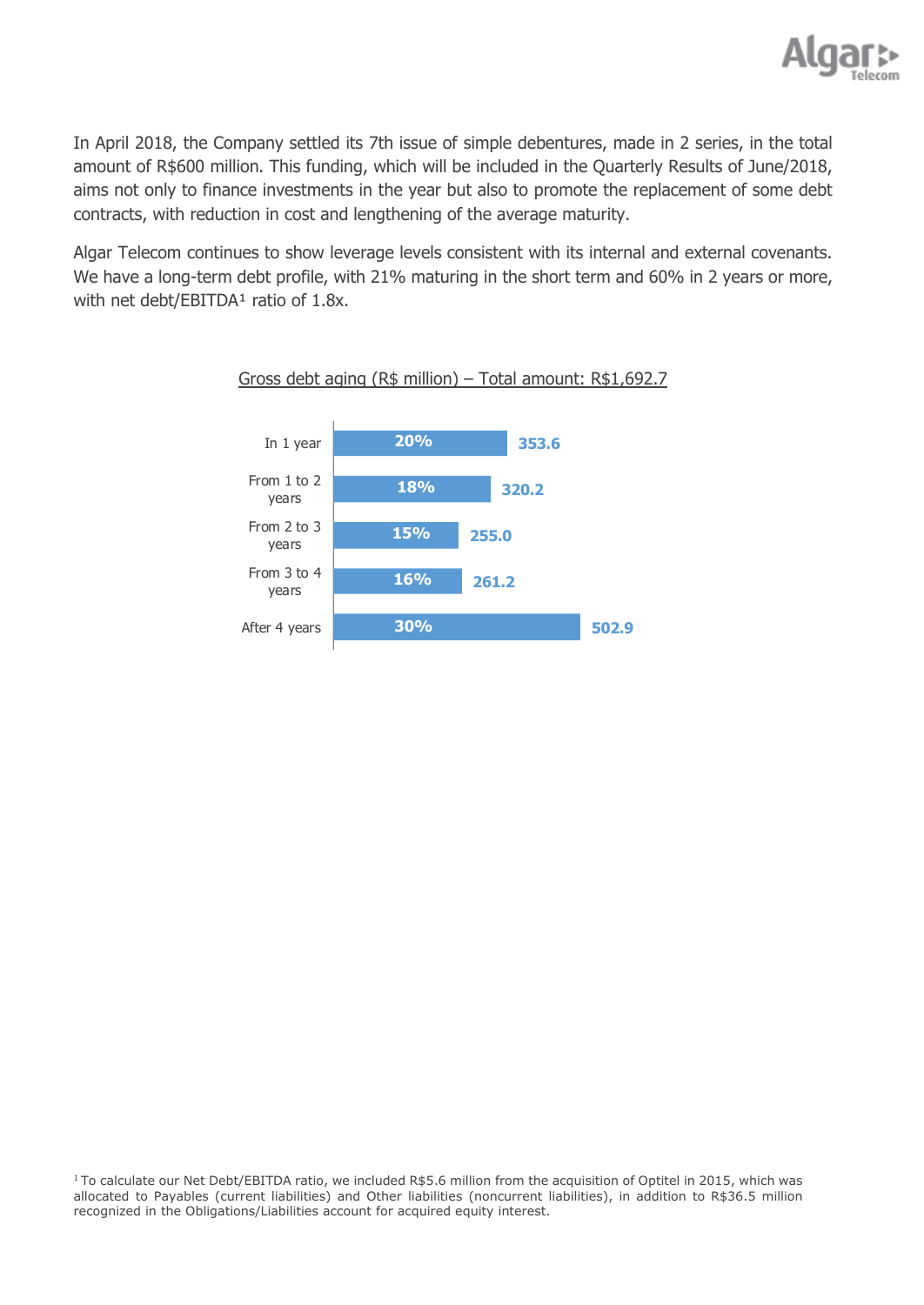In April 2018, the Company settled its 7th issue of simple debentures, made in 2 series, in the total amount of R$600 million. This funding, which will be included in the Quarterly Results of June/2018, aims not only to finance investments in the year but also to promote the replacement of some debt contracts, with reduction in cost and lengthening of the average maturity.

Algar Telecom continues to show leverage levels consistent with its internal and external covenants. We have a long-term debt profile, with 21% maturing in the short term and 60% in 2 years or more, with net debt/EBITDA[1] ratio of 1.8x.

Gross debt aging (R$ million) – Total amount: R$1,692.7

| Maturity | % | R$ million |
|---|---|---|
| In 1 year | 20% | 353.6 |
| From 1 to 2 years | 18% | 320.2 |
| From 2 to 3 years | 15% | 255.0 |
| From 3 to 4 years | 16% | 261.2 |
| After 4 years | 30% | 502.9 |

[1] To calculate our Net Debt/EBITDA ratio, we included R$5.6 million from the acquisition of Optitel in 2015, which was allocated to Payables (current liabilities) and Other liabilities (noncurrent liabilities), in addition to R$36.5 million recognized in the Obligations/Liabilities account for acquired equity interest.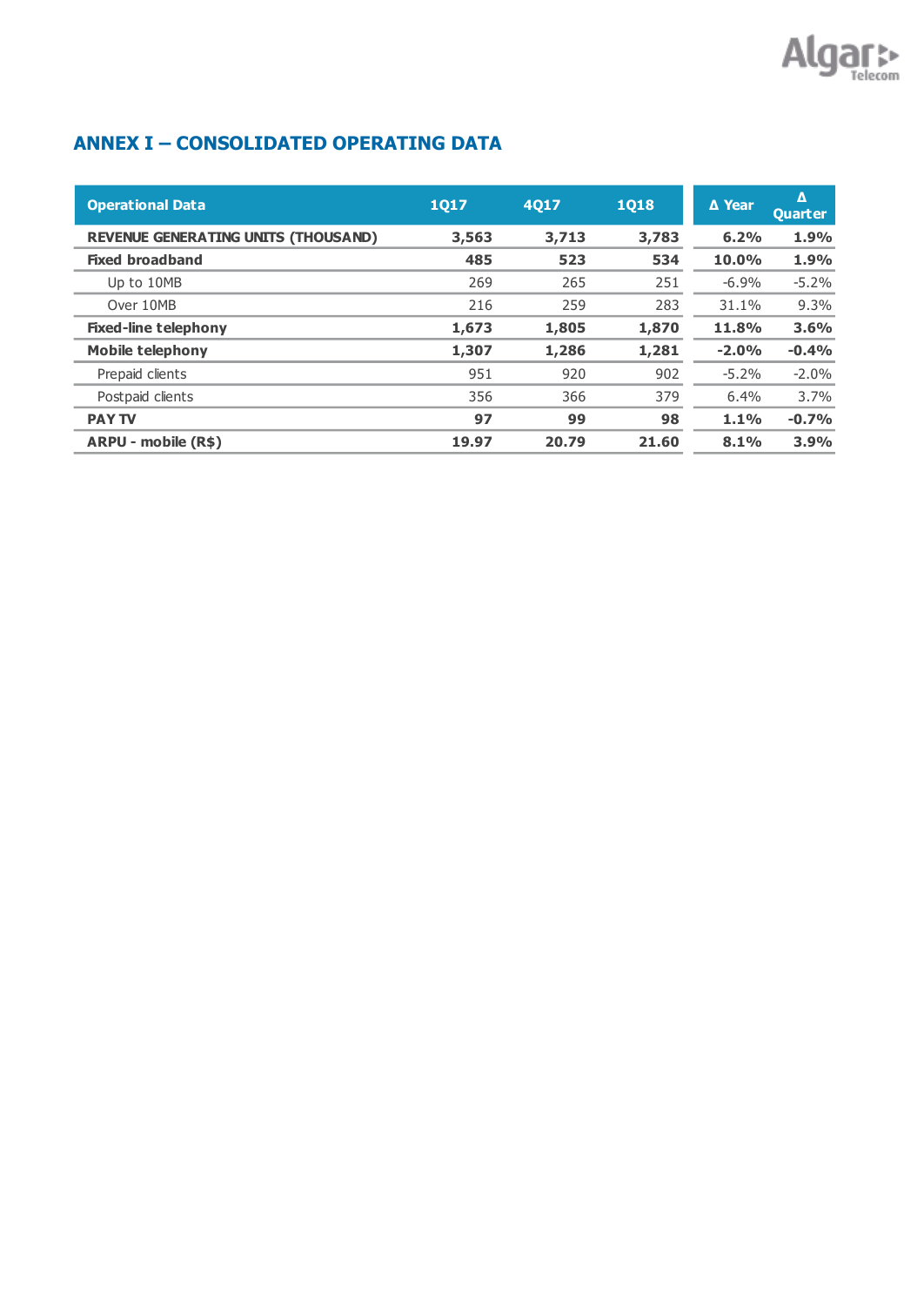## ANNEX I – CONSOLIDATED OPERATING DATA

| Operational Data | 1Q17 | 4Q17 | 1Q18 | Δ Year | Δ Quarter |
|---|---|---|---|---|---|
| **REVENUE GENERATING UNITS (THOUSAND)** | **3,563** | **3,713** | **3,783** | **6.2%** | **1.9%** |
| **Fixed broadband** | **485** | **523** | **534** | **10.0%** | **1.9%** |
| Up to 10MB | 269 | 265 | 251 | -6.9% | -5.2% |
| Over 10MB | 216 | 259 | 283 | 31.1% | 9.3% |
| **Fixed-line telephony** | **1,673** | **1,805** | **1,870** | **11.8%** | **3.6%** |
| **Mobile telephony** | **1,307** | **1,286** | **1,281** | **-2.0%** | **-0.4%** |
| Prepaid clients | 951 | 920 | 902 | -5.2% | -2.0% |
| Postpaid clients | 356 | 366 | 379 | 6.4% | 3.7% |
| **PAY TV** | **97** | **99** | **98** | **1.1%** | **-0.7%** |
| **ARPU - mobile (R$)** | **19.97** | **20.79** | **21.60** | **8.1%** | **3.9%** |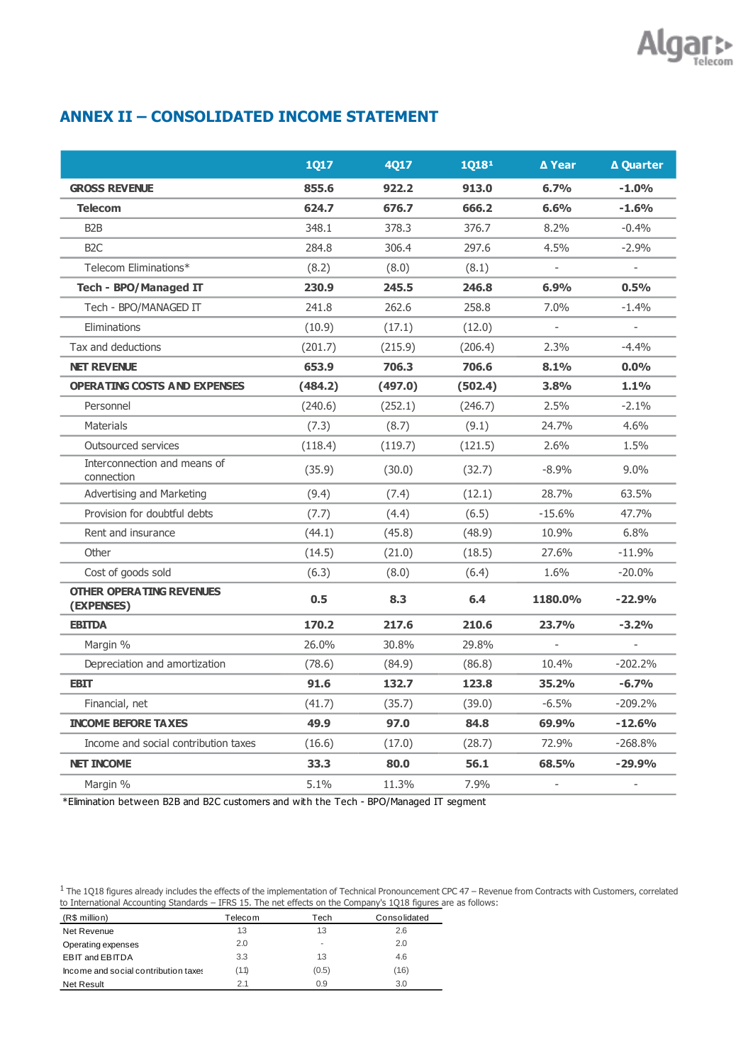## ANNEX II – CONSOLIDATED INCOME STATEMENT

| | 1Q17 | 4Q17 | 1Q18[1] | Δ Year | Δ Quarter |
|---|---|---|---|---|---|
| **GROSS REVENUE** | **855.6** | **922.2** | **913.0** | **6.7%** | **-1.0%** |
| **Telecom** | **624.7** | **676.7** | **666.2** | **6.6%** | **-1.6%** |
| B2B | 348.1 | 378.3 | 376.7 | 8.2% | -0.4% |
| B2C | 284.8 | 306.4 | 297.6 | 4.5% | -2.9% |
| Telecom Eliminations* | (8.2) | (8.0) | (8.1) | - | - |
| **Tech - BPO/Managed IT** | **230.9** | **245.5** | **246.8** | **6.9%** | **0.5%** |
| Tech - BPO/MANAGED IT | 241.8 | 262.6 | 258.8 | 7.0% | -1.4% |
| Eliminations | (10.9) | (17.1) | (12.0) | - | - |
| Tax and deductions | (201.7) | (215.9) | (206.4) | 2.3% | -4.4% |
| **NET REVENUE** | **653.9** | **706.3** | **706.6** | **8.1%** | **0.0%** |
| **OPERATING COSTS AND EXPENSES** | **(484.2)** | **(497.0)** | **(502.4)** | **3.8%** | **1.1%** |
| Personnel | (240.6) | (252.1) | (246.7) | 2.5% | -2.1% |
| Materials | (7.3) | (8.7) | (9.1) | 24.7% | 4.6% |
| Outsourced services | (118.4) | (119.7) | (121.5) | 2.6% | 1.5% |
| Interconnection and means of connection | (35.9) | (30.0) | (32.7) | -8.9% | 9.0% |
| Advertising and Marketing | (9.4) | (7.4) | (12.1) | 28.7% | 63.5% |
| Provision for doubtful debts | (7.7) | (4.4) | (6.5) | -15.6% | 47.7% |
| Rent and insurance | (44.1) | (45.8) | (48.9) | 10.9% | 6.8% |
| Other | (14.5) | (21.0) | (18.5) | 27.6% | -11.9% |
| Cost of goods sold | (6.3) | (8.0) | (6.4) | 1.6% | -20.0% |
| **OTHER OPERATING REVENUES (EXPENSES)** | **0.5** | **8.3** | **6.4** | **1180.0%** | **-22.9%** |
| **EBITDA** | **170.2** | **217.6** | **210.6** | **23.7%** | **-3.2%** |
| Margin % | 26.0% | 30.8% | 29.8% | - | - |
| Depreciation and amortization | (78.6) | (84.9) | (86.8) | 10.4% | -202.2% |
| **EBIT** | **91.6** | **132.7** | **123.8** | **35.2%** | **-6.7%** |
| Financial, net | (41.7) | (35.7) | (39.0) | -6.5% | -209.2% |
| **INCOME BEFORE TAXES** | **49.9** | **97.0** | **84.8** | **69.9%** | **-12.6%** |
| Income and social contribution taxes | (16.6) | (17.0) | (28.7) | 72.9% | -268.8% |
| **NET INCOME** | **33.3** | **80.0** | **56.1** | **68.5%** | **-29.9%** |
| Margin % | 5.1% | 11.3% | 7.9% | - | - |

*Elimination between B2B and B2C customers and with the Tech - BPO/Managed IT segment

[1] The 1Q18 figures already includes the effects of the implementation of Technical Pronouncement CPC 47 – Revenue from Contracts with Customers, correlated to International Accounting Standards – IFRS 15. The net effects on the Company's 1Q18 figures are as follows:

| (R$ million) | Telecom | Tech | Consolidated |
|---|---|---|---|
| Net Revenue | 1.3 | 1.3 | 2.6 |
| Operating expenses | 2.0 | - | 2.0 |
| EBIT and EBITDA | 3.3 | 1.3 | 4.6 |
| Income and social contribution taxes | (1.1) | (0.5) | (1.6) |
| Net Result | 2.1 | 0.9 | 3.0 |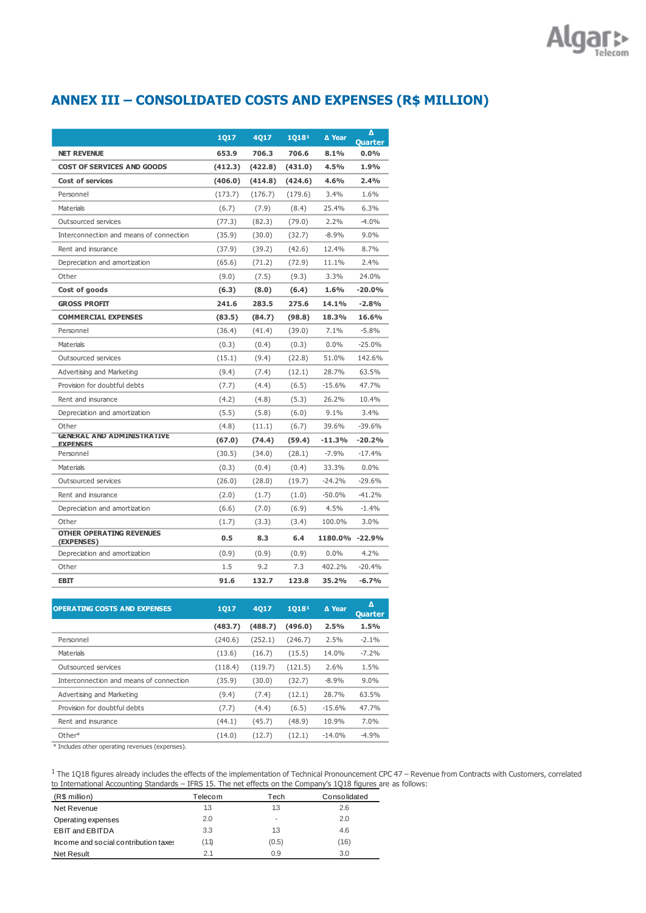## ANNEX III – CONSOLIDATED COSTS AND EXPENSES (R$ MILLION)

| | 1Q17 | 4Q17 | 1Q18[1] | Δ Year | Δ Quarter |
|---|---|---|---|---|---|
| **NET REVENUE** | **653.9** | **706.3** | **706.6** | **8.1%** | **0.0%** |
| **COST OF SERVICES AND GOODS** | **(412.3)** | **(422.8)** | **(431.0)** | **4.5%** | **1.9%** |
| **Cost of services** | **(406.0)** | **(414.8)** | **(424.6)** | **4.6%** | **2.4%** |
| Personnel | (173.7) | (176.7) | (179.6) | 3.4% | 1.6% |
| Materials | (6.7) | (7.9) | (8.4) | 25.4% | 6.3% |
| Outsourced services | (77.3) | (82.3) | (79.0) | 2.2% | -4.0% |
| Interconnection and means of connection | (35.9) | (30.0) | (32.7) | -8.9% | 9.0% |
| Rent and insurance | (37.9) | (39.2) | (42.6) | 12.4% | 8.7% |
| Depreciation and amortization | (65.6) | (71.2) | (72.9) | 11.1% | 2.4% |
| Other | (9.0) | (7.5) | (9.3) | 3.3% | 24.0% |
| **Cost of goods** | **(6.3)** | **(8.0)** | **(6.4)** | **1.6%** | **-20.0%** |
| **GROSS PROFIT** | **241.6** | **283.5** | **275.6** | **14.1%** | **-2.8%** |
| **COMMERCIAL EXPENSES** | **(83.5)** | **(84.7)** | **(98.8)** | **18.3%** | **16.6%** |
| Personnel | (36.4) | (41.4) | (39.0) | 7.1% | -5.8% |
| Materials | (0.3) | (0.4) | (0.3) | 0.0% | -25.0% |
| Outsourced services | (15.1) | (9.4) | (22.8) | 51.0% | 142.6% |
| Advertising and Marketing | (9.4) | (7.4) | (12.1) | 28.7% | 63.5% |
| Provision for doubtful debts | (7.7) | (4.4) | (6.5) | -15.6% | 47.7% |
| Rent and insurance | (4.2) | (4.8) | (5.3) | 26.2% | 10.4% |
| Depreciation and amortization | (5.5) | (5.8) | (6.0) | 9.1% | 3.4% |
| Other | (4.8) | (11.1) | (6.7) | 39.6% | -39.6% |
| **GENERAL AND ADMINISTRATIVE EXPENSES** | **(67.0)** | **(74.4)** | **(59.4)** | **-11.3%** | **-20.2%** |
| Personnel | (30.5) | (34.0) | (28.1) | -7.9% | -17.4% |
| Materials | (0.3) | (0.4) | (0.4) | 33.3% | 0.0% |
| Outsourced services | (26.0) | (28.0) | (19.7) | -24.2% | -29.6% |
| Rent and insurance | (2.0) | (1.7) | (1.0) | -50.0% | -41.2% |
| Depreciation and amortization | (6.6) | (7.0) | (6.9) | 4.5% | -1.4% |
| Other | (1.7) | (3.3) | (3.4) | 100.0% | 3.0% |
| **OTHER OPERATING REVENUES (EXPENSES)** | **0.5** | **8.3** | **6.4** | **1180.0%** | **-22.9%** |
| Depreciation and amortization | (0.9) | (0.9) | (0.9) | 0.0% | 4.2% |
| Other | 1.5 | 9.2 | 7.3 | 402.2% | -20.4% |
| **EBIT** | **91.6** | **132.7** | **123.8** | **35.2%** | **-6.7%** |

| OPERATING COSTS AND EXPENSES | 1Q17 | 4Q17 | 1Q18[1] | Δ Year | Δ Quarter |
|---|---|---|---|---|---|
| | **(483.7)** | **(488.7)** | **(496.0)** | **2.5%** | **1.5%** |
| Personnel | (240.6) | (252.1) | (246.7) | 2.5% | -2.1% |
| Materials | (13.6) | (16.7) | (15.5) | 14.0% | -7.2% |
| Outsourced services | (118.4) | (119.7) | (121.5) | 2.6% | 1.5% |
| Interconnection and means of connection | (35.9) | (30.0) | (32.7) | -8.9% | 9.0% |
| Advertising and Marketing | (9.4) | (7.4) | (12.1) | 28.7% | 63.5% |
| Provision for doubtful debts | (7.7) | (4.4) | (6.5) | -15.6% | 47.7% |
| Rent and insurance | (44.1) | (45.7) | (48.9) | 10.9% | 7.0% |
| Other* | (14.0) | (12.7) | (12.1) | -14.0% | -4.9% |

* Includes other operating revenues (expenses).

[1] The 1Q18 figures already includes the effects of the implementation of Technical Pronouncement CPC 47 – Revenue from Contracts with Customers, correlated to International Accounting Standards – IFRS 15. The net effects on the Company's 1Q18 figures are as follows:

| (R$ million) | Telecom | Tech | Consolidated |
|---|---|---|---|
| Net Revenue | 13 | 13 | 2.6 |
| Operating expenses | 2.0 | - | 2.0 |
| EBIT and EBITDA | 3.3 | 13 | 4.6 |
| Income and social contribution taxes | (11) | (0.5) | (16) |
| Net Result | 2.1 | 0.9 | 3.0 |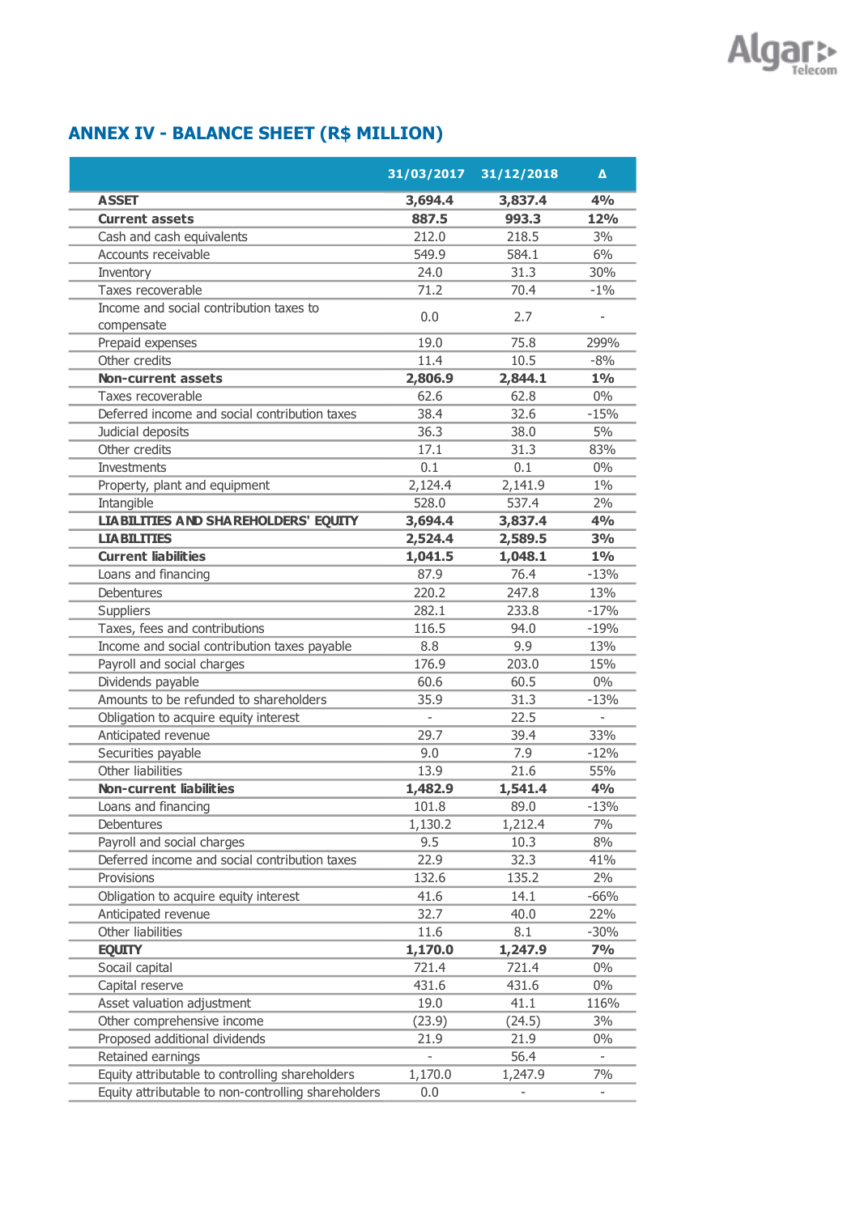## ANNEX IV - BALANCE SHEET (R$ MILLION)

| | 31/03/2017 | 31/12/2018 | Δ |
|---|---|---|---|
| **ASSET** | **3,694.4** | **3,837.4** | **4%** |
| **Current assets** | **887.5** | **993.3** | **12%** |
| Cash and cash equivalents | 212.0 | 218.5 | 3% |
| Accounts receivable | 549.9 | 584.1 | 6% |
| Inventory | 24.0 | 31.3 | 30% |
| Taxes recoverable | 71.2 | 70.4 | -1% |
| Income and social contribution taxes to compensate | 0.0 | 2.7 | - |
| Prepaid expenses | 19.0 | 75.8 | 299% |
| Other credits | 11.4 | 10.5 | -8% |
| **Non-current assets** | **2,806.9** | **2,844.1** | **1%** |
| Taxes recoverable | 62.6 | 62.8 | 0% |
| Deferred income and social contribution taxes | 38.4 | 32.6 | -15% |
| Judicial deposits | 36.3 | 38.0 | 5% |
| Other credits | 17.1 | 31.3 | 83% |
| Investments | 0.1 | 0.1 | 0% |
| Property, plant and equipment | 2,124.4 | 2,141.9 | 1% |
| Intangible | 528.0 | 537.4 | 2% |
| **LIABILITIES AND SHAREHOLDERS' EQUITY** | **3,694.4** | **3,837.4** | **4%** |
| **LIABILITIES** | **2,524.4** | **2,589.5** | **3%** |
| **Current liabilities** | **1,041.5** | **1,048.1** | **1%** |
| Loans and financing | 87.9 | 76.4 | -13% |
| Debentures | 220.2 | 247.8 | 13% |
| Suppliers | 282.1 | 233.8 | -17% |
| Taxes, fees and contributions | 116.5 | 94.0 | -19% |
| Income and social contribution taxes payable | 8.8 | 9.9 | 13% |
| Payroll and social charges | 176.9 | 203.0 | 15% |
| Dividends payable | 60.6 | 60.5 | 0% |
| Amounts to be refunded to shareholders | 35.9 | 31.3 | -13% |
| Obligation to acquire equity interest | - | 22.5 | - |
| Anticipated revenue | 29.7 | 39.4 | 33% |
| Securities payable | 9.0 | 7.9 | -12% |
| Other liabilities | 13.9 | 21.6 | 55% |
| **Non-current liabilities** | **1,482.9** | **1,541.4** | **4%** |
| Loans and financing | 101.8 | 89.0 | -13% |
| Debentures | 1,130.2 | 1,212.4 | 7% |
| Payroll and social charges | 9.5 | 10.3 | 8% |
| Deferred income and social contribution taxes | 22.9 | 32.3 | 41% |
| Provisions | 132.6 | 135.2 | 2% |
| Obligation to acquire equity interest | 41.6 | 14.1 | -66% |
| Anticipated revenue | 32.7 | 40.0 | 22% |
| Other liabilities | 11.6 | 8.1 | -30% |
| **EQUITY** | **1,170.0** | **1,247.9** | **7%** |
| Socail capital | 721.4 | 721.4 | 0% |
| Capital reserve | 431.6 | 431.6 | 0% |
| Asset valuation adjustment | 19.0 | 41.1 | 116% |
| Other comprehensive income | (23.9) | (24.5) | 3% |
| Proposed additional dividends | 21.9 | 21.9 | 0% |
| Retained earnings | - | 56.4 | - |
| Equity attributable to controlling shareholders | 1,170.0 | 1,247.9 | 7% |
| Equity attributable to non-controlling shareholders | 0.0 | - | - |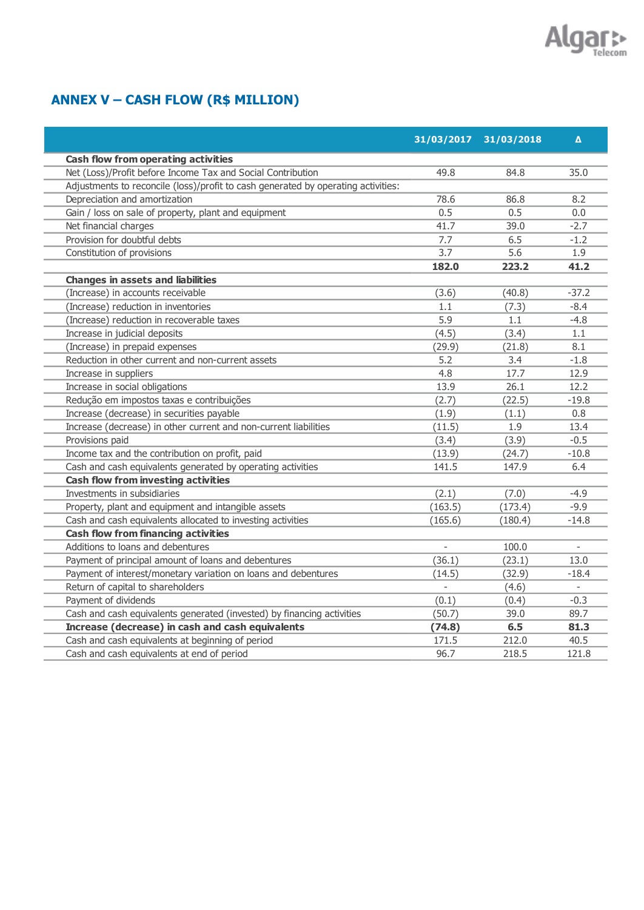## ANNEX V – CASH FLOW (R$ MILLION)

| | 31/03/2017 | 31/03/2018 | Δ |
|---|---|---|---|
| **Cash flow from operating activities** | | | |
| Net (Loss)/Profit before Income Tax and Social Contribution | 49.8 | 84.8 | 35.0 |
| Adjustments to reconcile (loss)/profit to cash generated by operating activities: | | | |
| Depreciation and amortization | 78.6 | 86.8 | 8.2 |
| Gain / loss on sale of property, plant and equipment | 0.5 | 0.5 | 0.0 |
| Net financial charges | 41.7 | 39.0 | -2.7 |
| Provision for doubtful debts | 7.7 | 6.5 | -1.2 |
| Constitution of provisions | 3.7 | 5.6 | 1.9 |
| | **182.0** | **223.2** | **41.2** |
| **Changes in assets and liabilities** | | | |
| (Increase) in accounts receivable | (3.6) | (40.8) | -37.2 |
| (Increase) reduction in inventories | 1.1 | (7.3) | -8.4 |
| (Increase) reduction in recoverable taxes | 5.9 | 1.1 | -4.8 |
| Increase in judicial deposits | (4.5) | (3.4) | 1.1 |
| (Increase) in prepaid expenses | (29.9) | (21.8) | 8.1 |
| Reduction in other current and non-current assets | 5.2 | 3.4 | -1.8 |
| Increase in suppliers | 4.8 | 17.7 | 12.9 |
| Increase in social obligations | 13.9 | 26.1 | 12.2 |
| Redução em impostos taxas e contribuições | (2.7) | (22.5) | -19.8 |
| Increase (decrease) in securities payable | (1.9) | (1.1) | 0.8 |
| Increase (decrease) in other current and non-current liabilities | (11.5) | 1.9 | 13.4 |
| Provisions paid | (3.4) | (3.9) | -0.5 |
| Income tax and the contribution on profit, paid | (13.9) | (24.7) | -10.8 |
| Cash and cash equivalents generated by operating activities | 141.5 | 147.9 | 6.4 |
| **Cash flow from investing activities** | | | |
| Investments in subsidiaries | (2.1) | (7.0) | -4.9 |
| Property, plant and equipment and intangible assets | (163.5) | (173.4) | -9.9 |
| Cash and cash equivalents allocated to investing activities | (165.6) | (180.4) | -14.8 |
| **Cash flow from financing activities** | | | |
| Additions to loans and debentures | - | 100.0 | - |
| Payment of principal amount of loans and debentures | (36.1) | (23.1) | 13.0 |
| Payment of interest/monetary variation on loans and debentures | (14.5) | (32.9) | -18.4 |
| Return of capital to shareholders | - | (4.6) | - |
| Payment of dividends | (0.1) | (0.4) | -0.3 |
| Cash and cash equivalents generated (invested) by financing activities | (50.7) | 39.0 | 89.7 |
| **Increase (decrease) in cash and cash equivalents** | **(74.8)** | **6.5** | **81.3** |
| Cash and cash equivalents at beginning of period | 171.5 | 212.0 | 40.5 |
| Cash and cash equivalents at end of period | 96.7 | 218.5 | 121.8 |